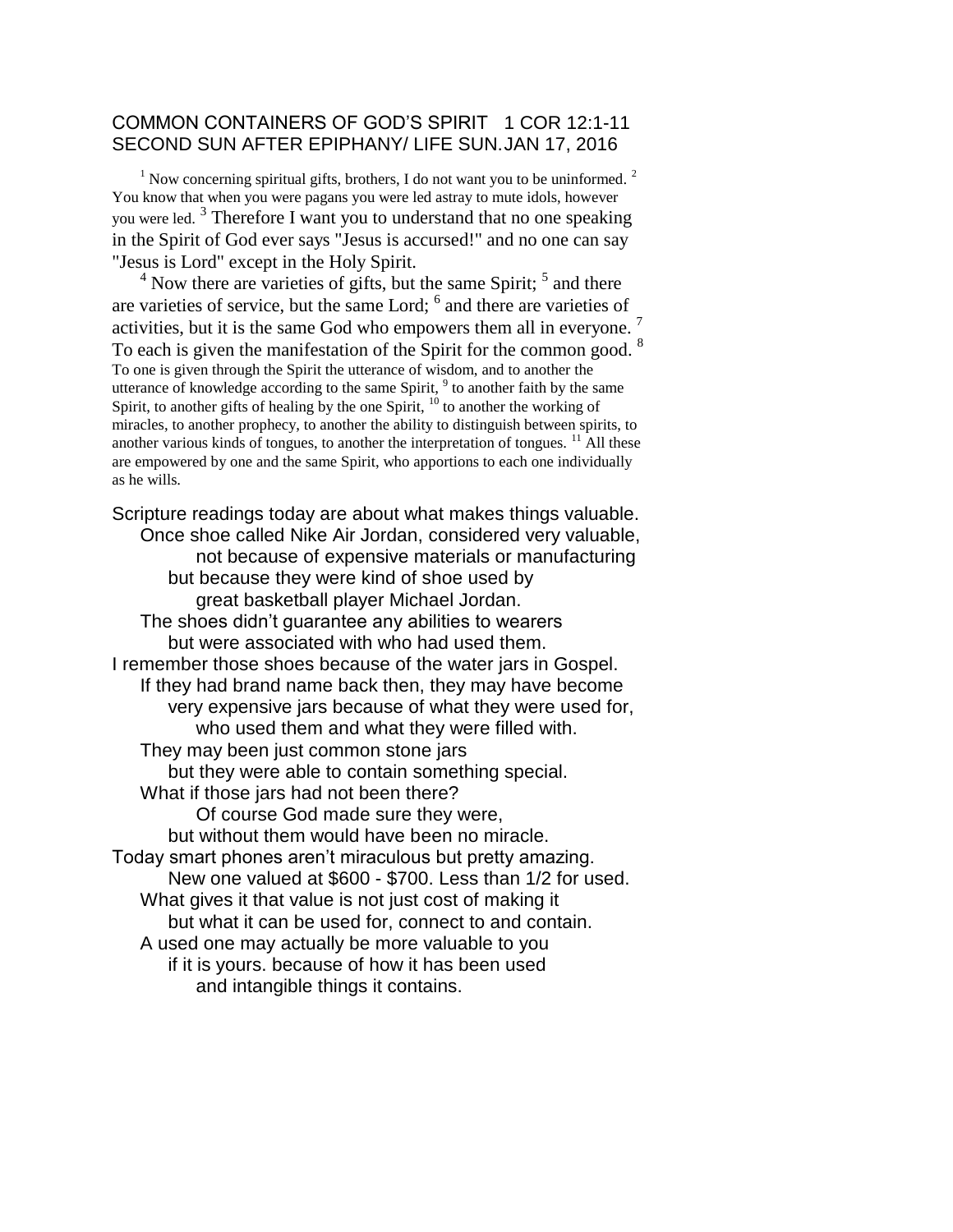# COMMON CONTAINERS OF GOD'S SPIRIT 1 COR 12:1-11
# SECOND SUN AFTER EPIPHANY/ LIFE SUN. JAN 17, 2016

[1] Now concerning spiritual gifts, brothers, I do not want you to be uninformed. [2] You know that when you were pagans you were led astray to mute idols, however you were led. [3] Therefore I want you to understand that no one speaking in the Spirit of God ever says "Jesus is accursed!" and no one can say "Jesus is Lord" except in the Holy Spirit.

[4] Now there are varieties of gifts, but the same Spirit; [5] and there are varieties of service, but the same Lord; [6] and there are varieties of activities, but it is the same God who empowers them all in everyone. [7] To each is given the manifestation of the Spirit for the common good. [8] To one is given through the Spirit the utterance of wisdom, and to another the utterance of knowledge according to the same Spirit, [9] to another faith by the same Spirit, to another gifts of healing by the one Spirit, [10] to another the working of miracles, to another prophecy, to another the ability to distinguish between spirits, to another various kinds of tongues, to another the interpretation of tongues. [11] All these are empowered by one and the same Spirit, who apportions to each one individually as he wills.

Scripture readings today are about what makes things valuable.
Once shoe called Nike Air Jordan, considered very valuable,
not because of expensive materials or manufacturing
but because they were kind of shoe used by
great basketball player Michael Jordan.
The shoes didn't guarantee any abilities to wearers
but were associated with who had used them.
I remember those shoes because of the water jars in Gospel.
If they had brand name back then, they may have become
very expensive jars because of what they were used for,
who used them and what they were filled with.
They may been just common stone jars
but they were able to contain something special.
What if those jars had not been there?
Of course God made sure they were,
but without them would have been no miracle.
Today smart phones aren't miraculous but pretty amazing.
New one valued at $600 - $700. Less than 1/2 for used.
What gives it that value is not just cost of making it
but what it can be used for, connect to and contain.
A used one may actually be more valuable to you
if it is yours. because of how it has been used
and intangible things it contains.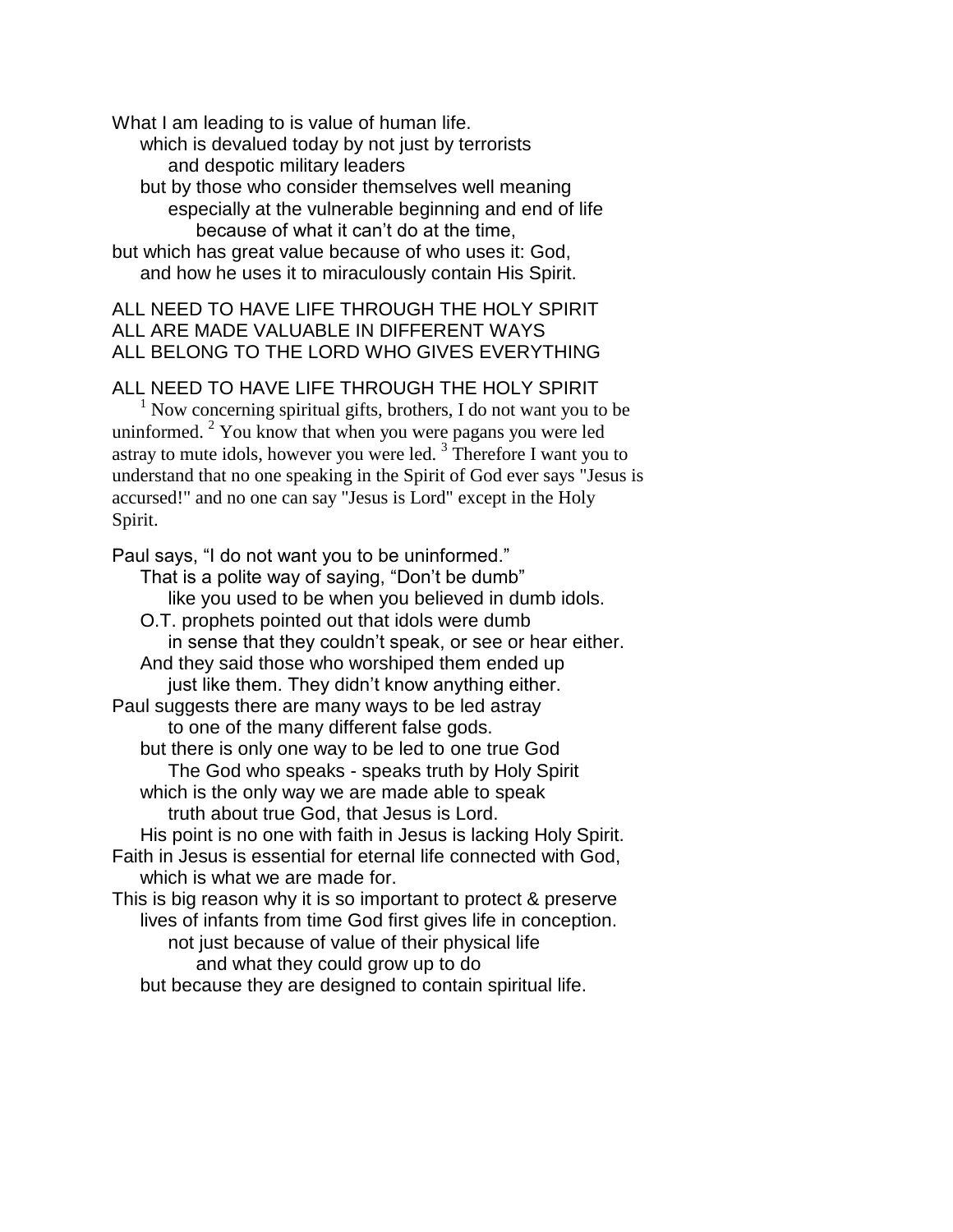What I am leading to is value of human life.
which is devalued today by not just by terrorists
and despotic military leaders
but by those who consider themselves well meaning
especially at the vulnerable beginning and end of life
because of what it can't do at the time,
but which has great value because of who uses it: God,
and how he uses it to miraculously contain His Spirit.

ALL NEED TO HAVE LIFE THROUGH THE HOLY SPIRIT
ALL ARE MADE VALUABLE IN DIFFERENT WAYS
ALL BELONG TO THE LORD WHO GIVES EVERYTHING

ALL NEED TO HAVE LIFE THROUGH THE HOLY SPIRIT

[1] Now concerning spiritual gifts, brothers, I do not want you to be uninformed. [2] You know that when you were pagans you were led astray to mute idols, however you were led. [3] Therefore I want you to understand that no one speaking in the Spirit of God ever says "Jesus is accursed!" and no one can say "Jesus is Lord" except in the Holy Spirit.

Paul says, "I do not want you to be uninformed."
That is a polite way of saying, "Don't be dumb"
like you used to be when you believed in dumb idols.
O.T. prophets pointed out that idols were dumb
in sense that they couldn't speak, or see or hear either.
And they said those who worshiped them ended up
just like them. They didn't know anything either.
Paul suggests there are many ways to be led astray
to one of the many different false gods.
but there is only one way to be led to one true God
The God who speaks - speaks truth by Holy Spirit
which is the only way we are made able to speak
truth about true God, that Jesus is Lord.
His point is no one with faith in Jesus is lacking Holy Spirit.
Faith in Jesus is essential for eternal life connected with God,
which is what we are made for.
This is big reason why it is so important to protect & preserve
lives of infants from time God first gives life in conception.
not just because of value of their physical life
and what they could grow up to do
but because they are designed to contain spiritual life.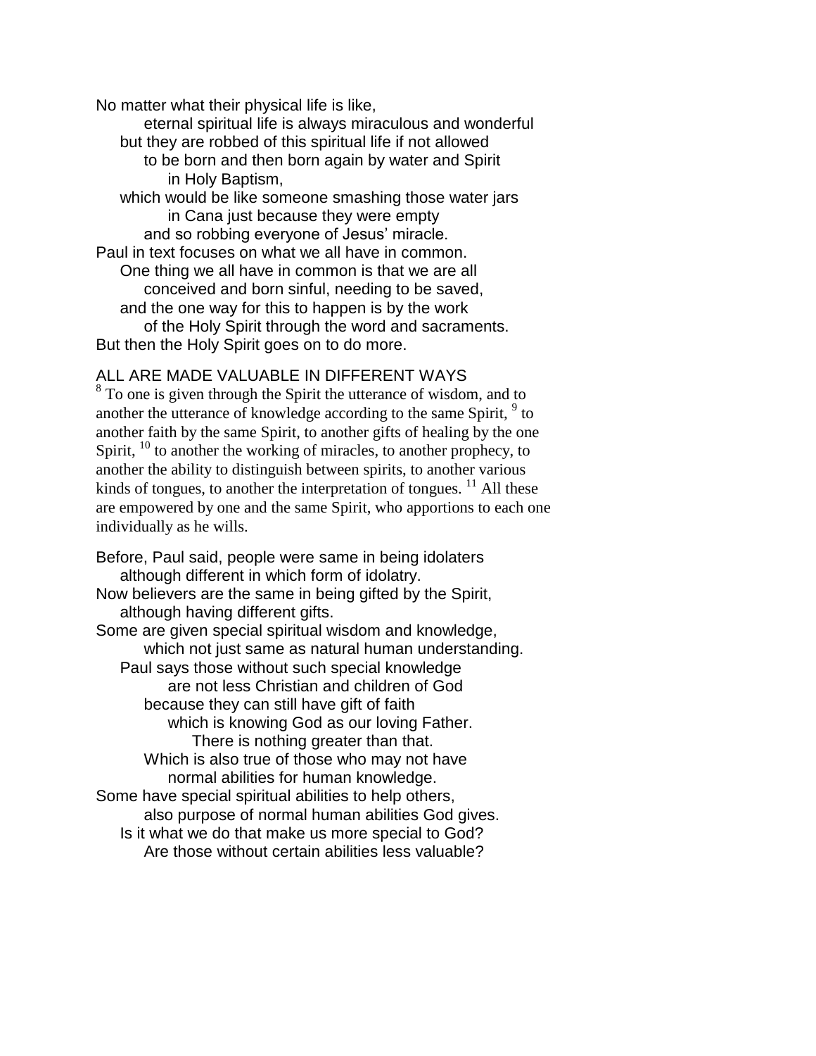No matter what their physical life is like,
eternal spiritual life is always miraculous and wonderful
but they are robbed of this spiritual life if not allowed
to be born and then born again by water and Spirit
in Holy Baptism,
which would be like someone smashing those water jars
in Cana just because they were empty
and so robbing everyone of Jesus' miracle.
Paul in text focuses on what we all have in common.
One thing we all have in common is that we are all
conceived and born sinful, needing to be saved,
and the one way for this to happen is by the work
of the Holy Spirit through the word and sacraments.
But then the Holy Spirit goes on to do more.

## ALL ARE MADE VALUABLE IN DIFFERENT WAYS

[8] To one is given through the Spirit the utterance of wisdom, and to another the utterance of knowledge according to the same Spirit, [9] to another faith by the same Spirit, to another gifts of healing by the one Spirit, [10] to another the working of miracles, to another prophecy, to another the ability to distinguish between spirits, to another various kinds of tongues, to another the interpretation of tongues. [11] All these are empowered by one and the same Spirit, who apportions to each one individually as he wills.

Before, Paul said, people were same in being idolaters
although different in which form of idolatry.
Now believers are the same in being gifted by the Spirit,
although having different gifts.
Some are given special spiritual wisdom and knowledge,
which not just same as natural human understanding.
Paul says those without such special knowledge
are not less Christian and children of God
because they can still have gift of faith
which is knowing God as our loving Father.
There is nothing greater than that.
Which is also true of those who may not have
normal abilities for human knowledge.
Some have special spiritual abilities to help others,
also purpose of normal human abilities God gives.
Is it what we do that make us more special to God?
Are those without certain abilities less valuable?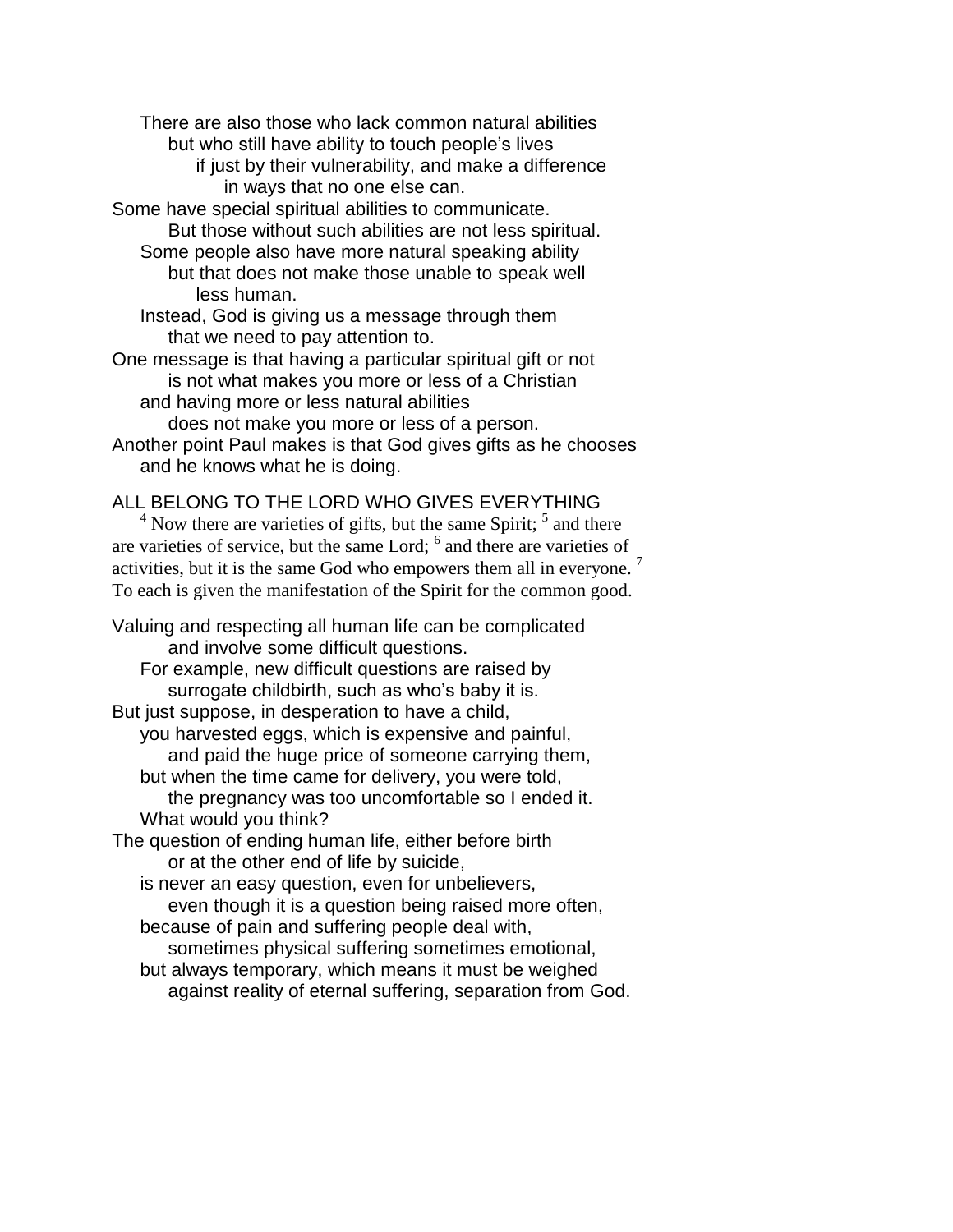There are also those who lack common natural abilities
but who still have ability to touch people's lives
if just by their vulnerability, and make a difference
in ways that no one else can.
Some have special spiritual abilities to communicate.
But those without such abilities are not less spiritual.
Some people also have more natural speaking ability
but that does not make those unable to speak well
less human.
Instead, God is giving us a message through them
that we need to pay attention to.
One message is that having a particular spiritual gift or not
is not what makes you more or less of a Christian
and having more or less natural abilities
does not make you more or less of a person.
Another point Paul makes is that God gives gifts as he chooses
and he knows what he is doing.

ALL BELONG TO THE LORD WHO GIVES EVERYTHING

[4] Now there are varieties of gifts, but the same Spirit; [5] and there are varieties of service, but the same Lord; [6] and there are varieties of activities, but it is the same God who empowers them all in everyone. [7] To each is given the manifestation of the Spirit for the common good.

Valuing and respecting all human life can be complicated
and involve some difficult questions.
For example, new difficult questions are raised by
surrogate childbirth, such as who's baby it is.
But just suppose, in desperation to have a child,
you harvested eggs, which is expensive and painful,
and paid the huge price of someone carrying them,
but when the time came for delivery, you were told,
the pregnancy was too uncomfortable so I ended it.
What would you think?
The question of ending human life, either before birth
or at the other end of life by suicide,
is never an easy question, even for unbelievers,
even though it is a question being raised more often,
because of pain and suffering people deal with,
sometimes physical suffering sometimes emotional,
but always temporary, which means it must be weighed
against reality of eternal suffering, separation from God.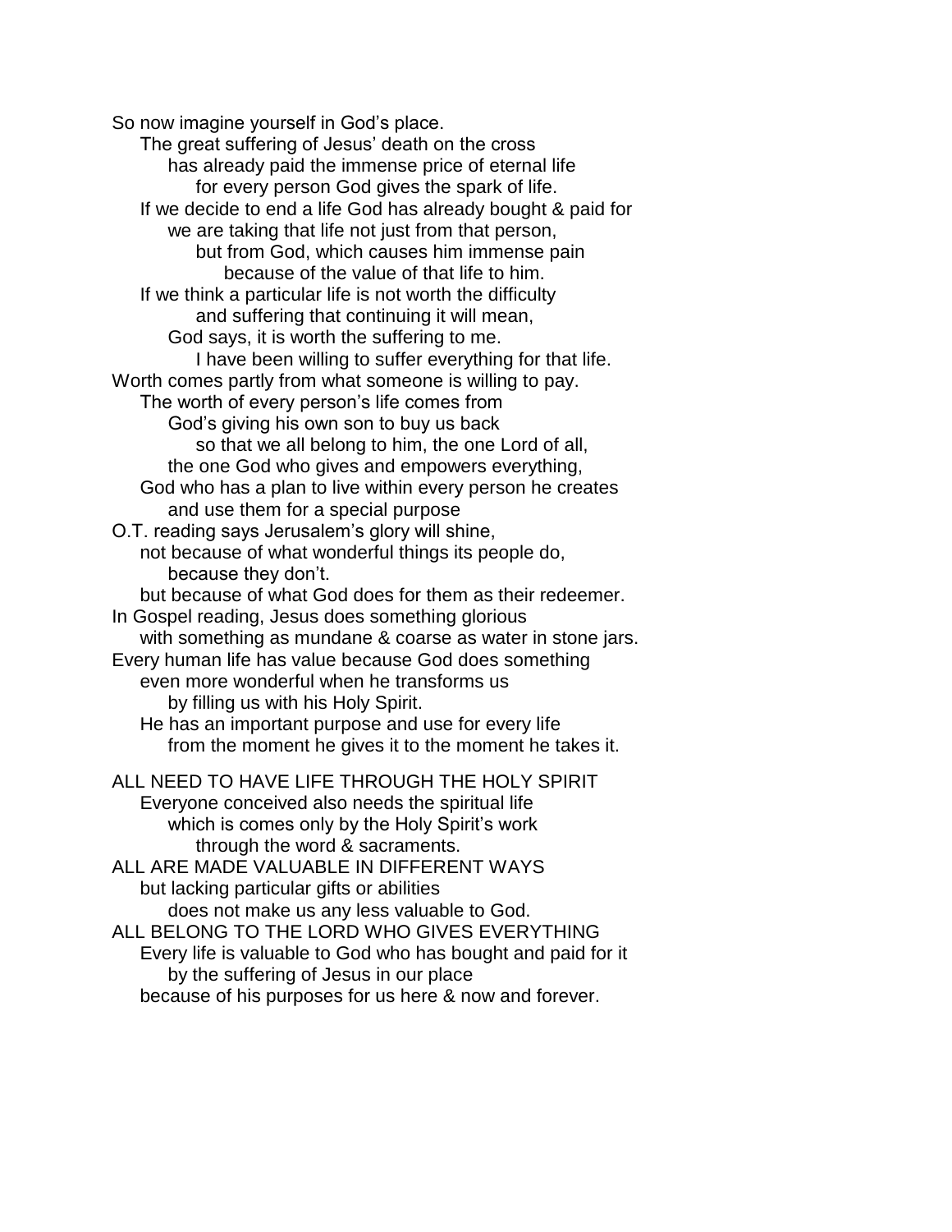So now imagine yourself in God's place.
The great suffering of Jesus' death on the cross
has already paid the immense price of eternal life
for every person God gives the spark of life.
If we decide to end a life God has already bought & paid for
we are taking that life not just from that person,
but from God, which causes him immense pain
because of the value of that life to him.
If we think a particular life is not worth the difficulty
and suffering that continuing it will mean,
God says, it is worth the suffering to me.
I have been willing to suffer everything for that life.
Worth comes partly from what someone is willing to pay.
The worth of every person's life comes from
God's giving his own son to buy us back
so that we all belong to him, the one Lord of all,
the one God who gives and empowers everything,
God who has a plan to live within every person he creates
and use them for a special purpose
O.T. reading says Jerusalem's glory will shine,
not because of what wonderful things its people do,
because they don't.
but because of what God does for them as their redeemer.
In Gospel reading, Jesus does something glorious
with something as mundane & coarse as water in stone jars.
Every human life has value because God does something
even more wonderful when he transforms us
by filling us with his Holy Spirit.
He has an important purpose and use for every life
from the moment he gives it to the moment he takes it.

ALL NEED TO HAVE LIFE THROUGH THE HOLY SPIRIT
Everyone conceived also needs the spiritual life
which is comes only by the Holy Spirit's work
through the word & sacraments.
ALL ARE MADE VALUABLE IN DIFFERENT WAYS
but lacking particular gifts or abilities
does not make us any less valuable to God.
ALL BELONG TO THE LORD WHO GIVES EVERYTHING
Every life is valuable to God who has bought and paid for it
by the suffering of Jesus in our place
because of his purposes for us here & now and forever.